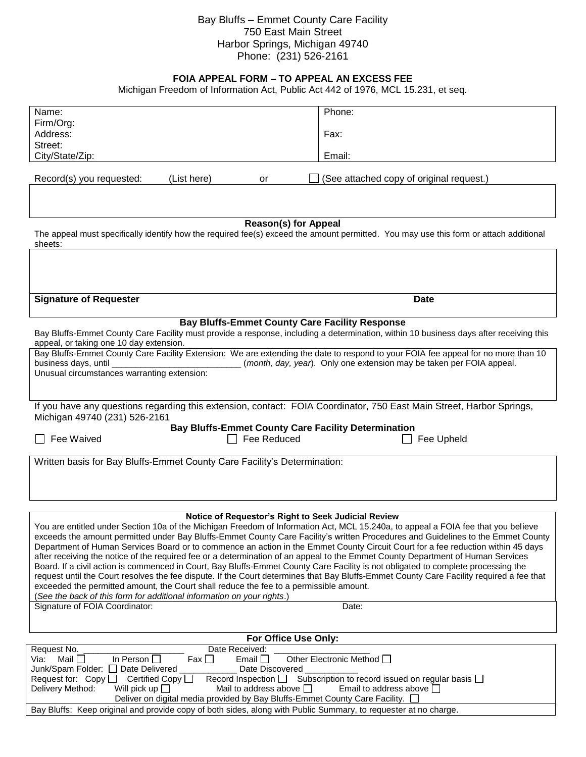Bay Bluffs – Emmet County Care Facility
750 East Main Street
Harbor Springs, Michigan 49740
Phone: (231) 526-2161

## FOIA APPEAL FORM – TO APPEAL AN EXCESS FEE

Michigan Freedom of Information Act, Public Act 442 of 1976, MCL 15.231, et seq.

| | |
|---|---|
| Name:<br>Firm/Org:<br>Address:<br>Street:<br>City/State/Zip: | Phone:<br><br>Fax:<br><br>Email: |

Record(s) you requested: (List here) or ☐ (See attached copy of original request.)

### Reason(s) for Appeal

The appeal must specifically identify how the required fee(s) exceed the amount permitted. You may use this form or attach additional sheets:

**Signature of Requester** **Date**

### Bay Bluffs-Emmet County Care Facility Response

Bay Bluffs-Emmet County Care Facility must provide a response, including a determination, within 10 business days after receiving this appeal, or taking one 10 day extension.

Bay Bluffs-Emmet County Care Facility Extension: We are extending the date to respond to your FOIA fee appeal for no more than 10 business days, until ___________________________ (*month, day, year*). Only one extension may be taken per FOIA appeal.
Unusual circumstances warranting extension:

If you have any questions regarding this extension, contact: FOIA Coordinator, 750 East Main Street, Harbor Springs, Michigan 49740 (231) 526-2161

### Bay Bluffs-Emmet County Care Facility Determination

☐ Fee Waived ☐ Fee Reduced ☐ Fee Upheld

Written basis for Bay Bluffs-Emmet County Care Facility's Determination:

### Notice of Requestor's Right to Seek Judicial Review

You are entitled under Section 10a of the Michigan Freedom of Information Act, MCL 15.240a, to appeal a FOIA fee that you believe exceeds the amount permitted under Bay Bluffs-Emmet County Care Facility's written Procedures and Guidelines to the Emmet County Department of Human Services Board or to commence an action in the Emmet County Circuit Court for a fee reduction within 45 days after receiving the notice of the required fee or a determination of an appeal to the Emmet County Department of Human Services Board. If a civil action is commenced in Court, Bay Bluffs-Emmet County Care Facility is not obligated to complete processing the request until the Court resolves the fee dispute. If the Court determines that Bay Bluffs-Emmet County Care Facility required a fee that exceeded the permitted amount, the Court shall reduce the fee to a permissible amount.
(*See the back of this form for additional information on your rights*.)

Signature of FOIA Coordinator: Date:

### For Office Use Only:

Request No. _____________________ Date Received: ____________________
Via: Mail ☐ In Person ☐ Fax ☐ Email ☐ Other Electronic Method ☐
Junk/Spam Folder: ☐ Date Delivered ____________ Date Discovered ___________
Request for: Copy ☐ Certified Copy ☐ Record Inspection ☐ Subscription to record issued on regular basis ☐
Delivery Method: Will pick up ☐ Mail to address above ☐ Email to address above ☐
Deliver on digital media provided by Bay Bluffs-Emmet County Care Facility. ☐

Bay Bluffs: Keep original and provide copy of both sides, along with Public Summary, to requester at no charge.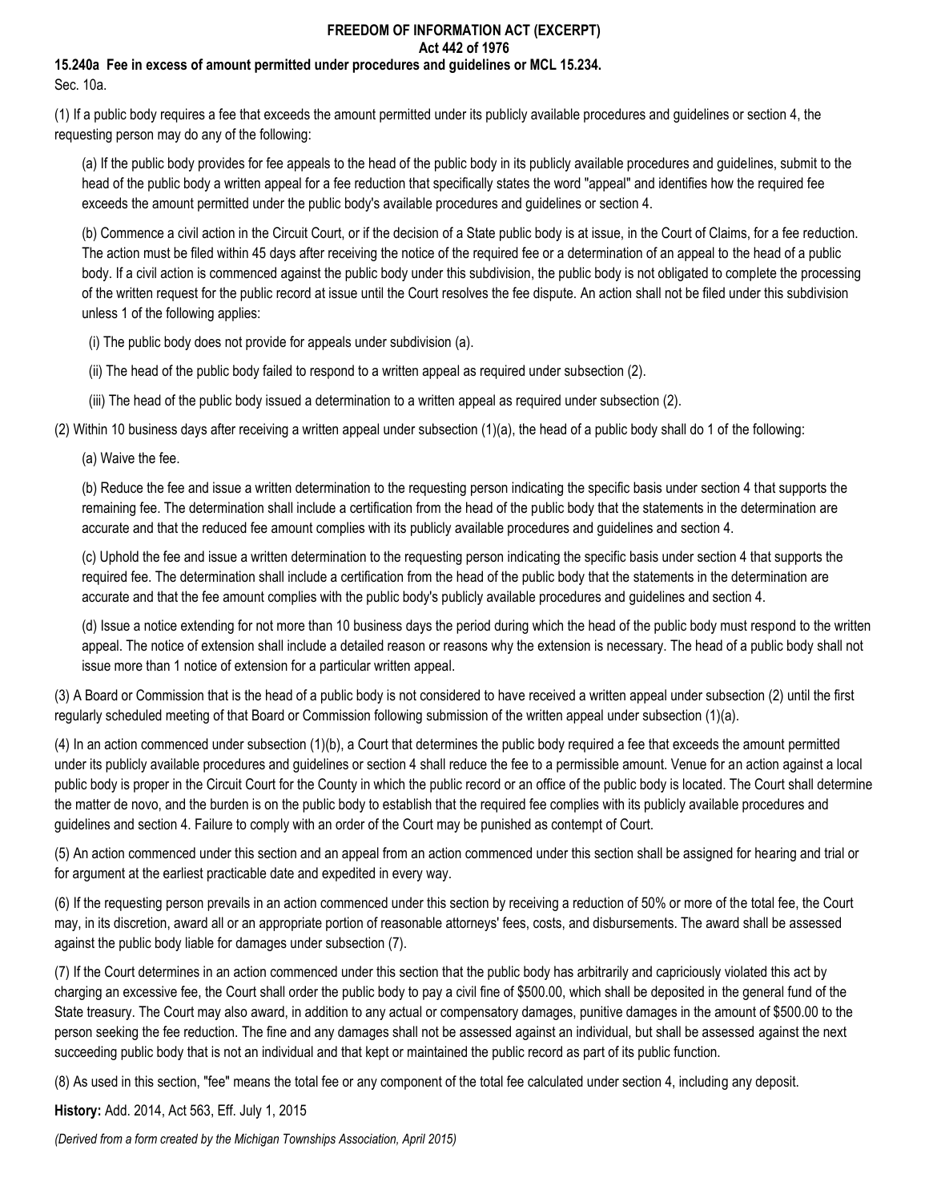# FREEDOM OF INFORMATION ACT (EXCERPT)

**Act 442 of 1976**

## 15.240a Fee in excess of amount permitted under procedures and guidelines or MCL 15.234.

Sec. 10a.

(1) If a public body requires a fee that exceeds the amount permitted under its publicly available procedures and guidelines or section 4, the requesting person may do any of the following:

(a) If the public body provides for fee appeals to the head of the public body in its publicly available procedures and guidelines, submit to the head of the public body a written appeal for a fee reduction that specifically states the word "appeal" and identifies how the required fee exceeds the amount permitted under the public body's available procedures and guidelines or section 4.

(b) Commence a civil action in the Circuit Court, or if the decision of a State public body is at issue, in the Court of Claims, for a fee reduction. The action must be filed within 45 days after receiving the notice of the required fee or a determination of an appeal to the head of a public body. If a civil action is commenced against the public body under this subdivision, the public body is not obligated to complete the processing of the written request for the public record at issue until the Court resolves the fee dispute. An action shall not be filed under this subdivision unless 1 of the following applies:

(i) The public body does not provide for appeals under subdivision (a).

(ii) The head of the public body failed to respond to a written appeal as required under subsection (2).

(iii) The head of the public body issued a determination to a written appeal as required under subsection (2).

(2) Within 10 business days after receiving a written appeal under subsection (1)(a), the head of a public body shall do 1 of the following:

(a) Waive the fee.

(b) Reduce the fee and issue a written determination to the requesting person indicating the specific basis under section 4 that supports the remaining fee. The determination shall include a certification from the head of the public body that the statements in the determination are accurate and that the reduced fee amount complies with its publicly available procedures and guidelines and section 4.

(c) Uphold the fee and issue a written determination to the requesting person indicating the specific basis under section 4 that supports the required fee. The determination shall include a certification from the head of the public body that the statements in the determination are accurate and that the fee amount complies with the public body's publicly available procedures and guidelines and section 4.

(d) Issue a notice extending for not more than 10 business days the period during which the head of the public body must respond to the written appeal. The notice of extension shall include a detailed reason or reasons why the extension is necessary. The head of a public body shall not issue more than 1 notice of extension for a particular written appeal.

(3) A Board or Commission that is the head of a public body is not considered to have received a written appeal under subsection (2) until the first regularly scheduled meeting of that Board or Commission following submission of the written appeal under subsection (1)(a).

(4) In an action commenced under subsection (1)(b), a Court that determines the public body required a fee that exceeds the amount permitted under its publicly available procedures and guidelines or section 4 shall reduce the fee to a permissible amount. Venue for an action against a local public body is proper in the Circuit Court for the County in which the public record or an office of the public body is located. The Court shall determine the matter de novo, and the burden is on the public body to establish that the required fee complies with its publicly available procedures and guidelines and section 4. Failure to comply with an order of the Court may be punished as contempt of Court.

(5) An action commenced under this section and an appeal from an action commenced under this section shall be assigned for hearing and trial or for argument at the earliest practicable date and expedited in every way.

(6) If the requesting person prevails in an action commenced under this section by receiving a reduction of 50% or more of the total fee, the Court may, in its discretion, award all or an appropriate portion of reasonable attorneys' fees, costs, and disbursements. The award shall be assessed against the public body liable for damages under subsection (7).

(7) If the Court determines in an action commenced under this section that the public body has arbitrarily and capriciously violated this act by charging an excessive fee, the Court shall order the public body to pay a civil fine of $500.00, which shall be deposited in the general fund of the State treasury. The Court may also award, in addition to any actual or compensatory damages, punitive damages in the amount of $500.00 to the person seeking the fee reduction. The fine and any damages shall not be assessed against an individual, but shall be assessed against the next succeeding public body that is not an individual and that kept or maintained the public record as part of its public function.

(8) As used in this section, "fee" means the total fee or any component of the total fee calculated under section 4, including any deposit.

**History:** Add. 2014, Act 563, Eff. July 1, 2015

*(Derived from a form created by the Michigan Townships Association, April 2015)*